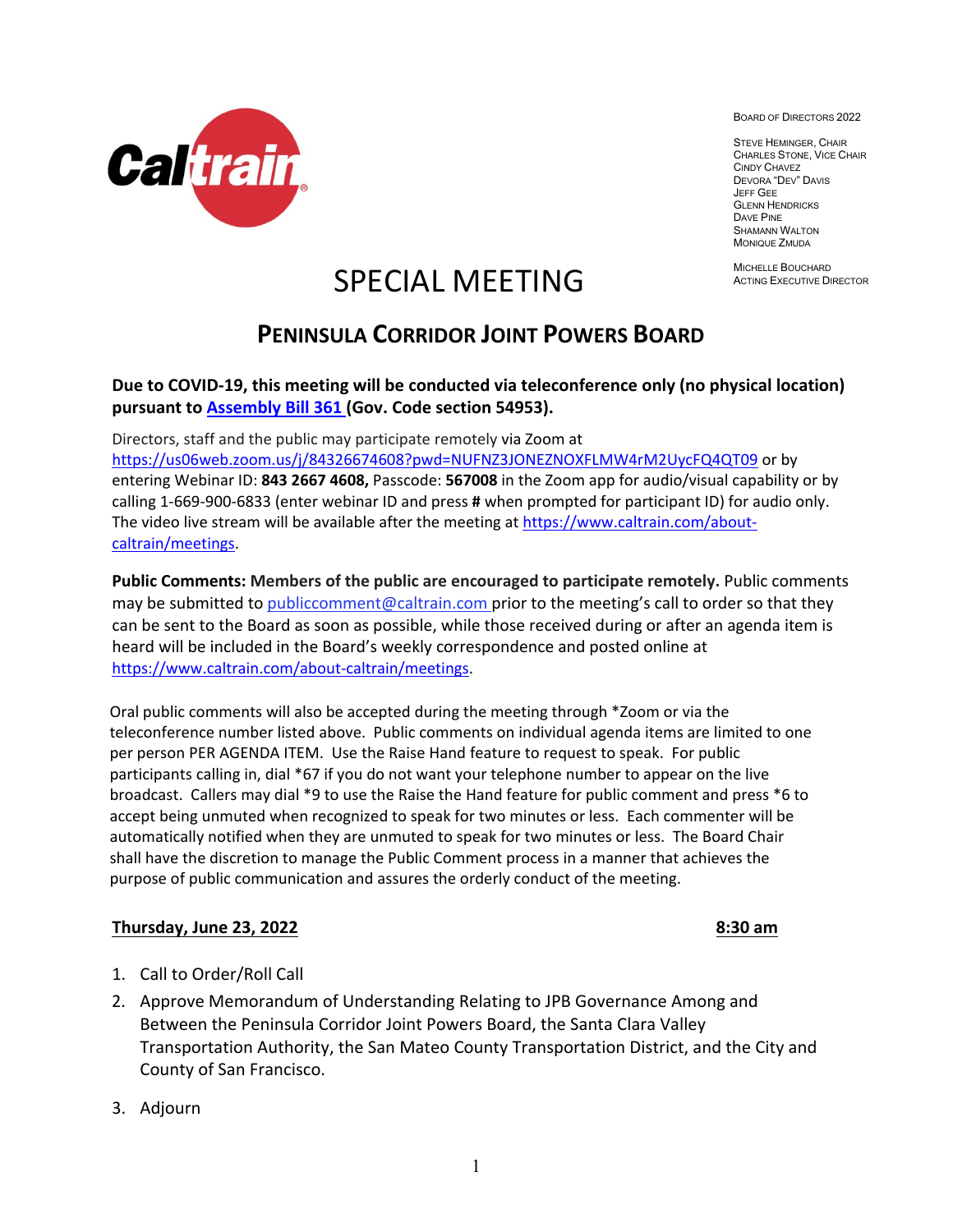BOARD OF DIRECTORS 2022

STEVE HEMINGER, CHAIR
CHARLES STONE, VICE CHAIR
CINDY CHAVEZ
DEVORA "DEV" DAVIS
JEFF GEE
GLENN HENDRICKS
DAVE PINE
SHAMANN WALTON
MONIQUE ZMUDA

MICHELLE BOUCHARD
ACTING EXECUTIVE DIRECTOR

# SPECIAL MEETING

## PENINSULA CORRIDOR JOINT POWERS BOARD

**Due to COVID-19, this meeting will be conducted via teleconference only (no physical location) pursuant to Assembly Bill 361 (Gov. Code section 54953).**

Directors, staff and the public may participate remotely via Zoom at https://us06web.zoom.us/j/84326674608?pwd=NUFNZ3JONEZNOXFLMW4rM2UycFQ4QT09 or by entering Webinar ID: **843 2667 4608,** Passcode: **567008** in the Zoom app for audio/visual capability or by calling 1-669-900-6833 (enter webinar ID and press **#** when prompted for participant ID) for audio only. The video live stream will be available after the meeting at https://www.caltrain.com/about-caltrain/meetings.

**Public Comments: Members of the public are encouraged to participate remotely.** Public comments may be submitted to publiccomment@caltrain.com prior to the meeting's call to order so that they can be sent to the Board as soon as possible, while those received during or after an agenda item is heard will be included in the Board's weekly correspondence and posted online at https://www.caltrain.com/about-caltrain/meetings.

Oral public comments will also be accepted during the meeting through *Zoom or via the teleconference number listed above. Public comments on individual agenda items are limited to one per person PER AGENDA ITEM. Use the Raise Hand feature to request to speak. For public participants calling in, dial *67 if you do not want your telephone number to appear on the live broadcast. Callers may dial *9 to use the Raise the Hand feature for public comment and press *6 to accept being unmuted when recognized to speak for two minutes or less. Each commenter will be automatically notified when they are unmuted to speak for two minutes or less. The Board Chair shall have the discretion to manage the Public Comment process in a manner that achieves the purpose of public communication and assures the orderly conduct of the meeting.

**Thursday, June 23, 2022** **8:30 am**

1. Call to Order/Roll Call
2. Approve Memorandum of Understanding Relating to JPB Governance Among and Between the Peninsula Corridor Joint Powers Board, the Santa Clara Valley Transportation Authority, the San Mateo County Transportation District, and the City and County of San Francisco.
3. Adjourn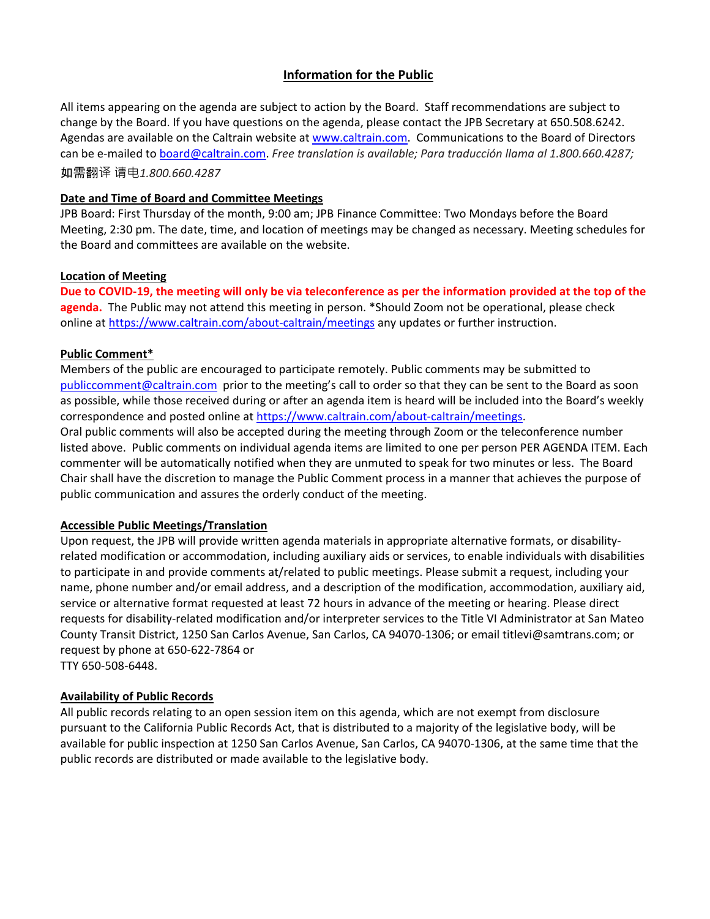## Information for the Public

All items appearing on the agenda are subject to action by the Board. Staff recommendations are subject to change by the Board. If you have questions on the agenda, please contact the JPB Secretary at 650.508.6242. Agendas are available on the Caltrain website at www.caltrain.com. Communications to the Board of Directors can be e-mailed to board@caltrain.com. *Free translation is available; Para traducción llama al 1.800.660.4287;* 如需翻译 请电*1.800.660.4287*

**Date and Time of Board and Committee Meetings**

JPB Board: First Thursday of the month, 9:00 am; JPB Finance Committee: Two Mondays before the Board Meeting, 2:30 pm. The date, time, and location of meetings may be changed as necessary. Meeting schedules for the Board and committees are available on the website.

**Location of Meeting**

**Due to COVID-19, the meeting will only be via teleconference as per the information provided at the top of the agenda.** The Public may not attend this meeting in person. *Should Zoom not be operational, please check online at https://www.caltrain.com/about-caltrain/meetings any updates or further instruction.

**Public Comment***

Members of the public are encouraged to participate remotely. Public comments may be submitted to publiccomment@caltrain.com prior to the meeting's call to order so that they can be sent to the Board as soon as possible, while those received during or after an agenda item is heard will be included into the Board's weekly correspondence and posted online at https://www.caltrain.com/about-caltrain/meetings.

Oral public comments will also be accepted during the meeting through Zoom or the teleconference number listed above. Public comments on individual agenda items are limited to one per person PER AGENDA ITEM. Each commenter will be automatically notified when they are unmuted to speak for two minutes or less. The Board Chair shall have the discretion to manage the Public Comment process in a manner that achieves the purpose of public communication and assures the orderly conduct of the meeting.

**Accessible Public Meetings/Translation**

Upon request, the JPB will provide written agenda materials in appropriate alternative formats, or disability-related modification or accommodation, including auxiliary aids or services, to enable individuals with disabilities to participate in and provide comments at/related to public meetings. Please submit a request, including your name, phone number and/or email address, and a description of the modification, accommodation, auxiliary aid, service or alternative format requested at least 72 hours in advance of the meeting or hearing. Please direct requests for disability-related modification and/or interpreter services to the Title VI Administrator at San Mateo County Transit District, 1250 San Carlos Avenue, San Carlos, CA 94070-1306; or email titlevi@samtrans.com; or request by phone at 650-622-7864 or
TTY 650-508-6448.

**Availability of Public Records**

All public records relating to an open session item on this agenda, which are not exempt from disclosure pursuant to the California Public Records Act, that is distributed to a majority of the legislative body, will be available for public inspection at 1250 San Carlos Avenue, San Carlos, CA 94070-1306, at the same time that the public records are distributed or made available to the legislative body.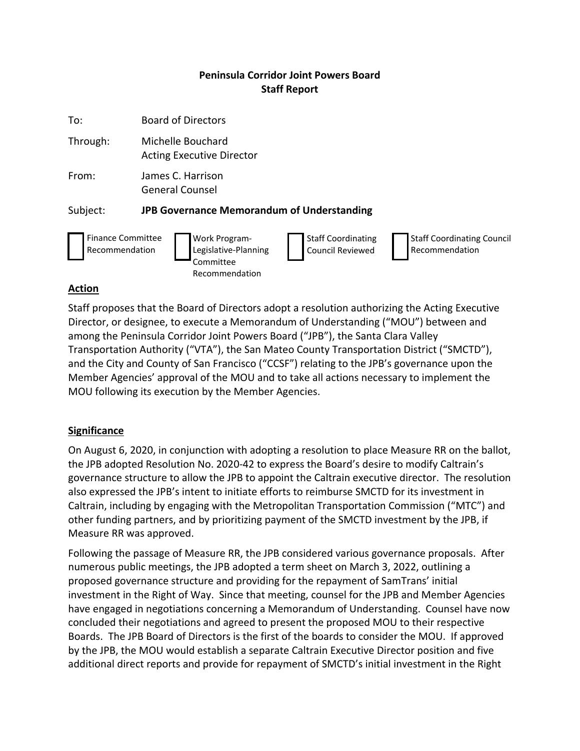**Peninsula Corridor Joint Powers Board**
**Staff Report**

To: Board of Directors

Through: Michelle Bouchard
Acting Executive Director

From: James C. Harrison
General Counsel

Subject: **JPB Governance Memorandum of Understanding**

☐ Finance Committee Recommendation ☐ Work Program-Legislative-Planning Committee Recommendation ☐ Staff Coordinating Council Reviewed ☐ Staff Coordinating Council Recommendation

**Action**

Staff proposes that the Board of Directors adopt a resolution authorizing the Acting Executive Director, or designee, to execute a Memorandum of Understanding ("MOU") between and among the Peninsula Corridor Joint Powers Board ("JPB"), the Santa Clara Valley Transportation Authority ("VTA"), the San Mateo County Transportation District ("SMCTD"), and the City and County of San Francisco ("CCSF") relating to the JPB's governance upon the Member Agencies' approval of the MOU and to take all actions necessary to implement the MOU following its execution by the Member Agencies.

**Significance**

On August 6, 2020, in conjunction with adopting a resolution to place Measure RR on the ballot, the JPB adopted Resolution No. 2020-42 to express the Board's desire to modify Caltrain's governance structure to allow the JPB to appoint the Caltrain executive director. The resolution also expressed the JPB's intent to initiate efforts to reimburse SMCTD for its investment in Caltrain, including by engaging with the Metropolitan Transportation Commission ("MTC") and other funding partners, and by prioritizing payment of the SMCTD investment by the JPB, if Measure RR was approved.

Following the passage of Measure RR, the JPB considered various governance proposals. After numerous public meetings, the JPB adopted a term sheet on March 3, 2022, outlining a proposed governance structure and providing for the repayment of SamTrans' initial investment in the Right of Way. Since that meeting, counsel for the JPB and Member Agencies have engaged in negotiations concerning a Memorandum of Understanding. Counsel have now concluded their negotiations and agreed to present the proposed MOU to their respective Boards. The JPB Board of Directors is the first of the boards to consider the MOU. If approved by the JPB, the MOU would establish a separate Caltrain Executive Director position and five additional direct reports and provide for repayment of SMCTD's initial investment in the Right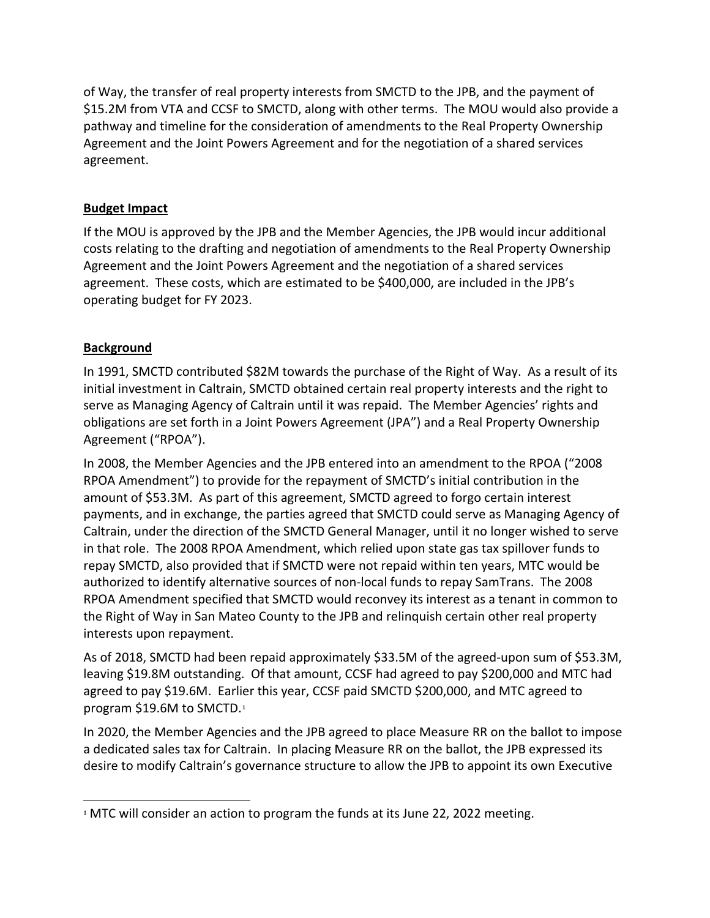of Way, the transfer of real property interests from SMCTD to the JPB, and the payment of $15.2M from VTA and CCSF to SMCTD, along with other terms. The MOU would also provide a pathway and timeline for the consideration of amendments to the Real Property Ownership Agreement and the Joint Powers Agreement and for the negotiation of a shared services agreement.

**Budget Impact**

If the MOU is approved by the JPB and the Member Agencies, the JPB would incur additional costs relating to the drafting and negotiation of amendments to the Real Property Ownership Agreement and the Joint Powers Agreement and the negotiation of a shared services agreement. These costs, which are estimated to be $400,000, are included in the JPB's operating budget for FY 2023.

**Background**

In 1991, SMCTD contributed $82M towards the purchase of the Right of Way. As a result of its initial investment in Caltrain, SMCTD obtained certain real property interests and the right to serve as Managing Agency of Caltrain until it was repaid. The Member Agencies' rights and obligations are set forth in a Joint Powers Agreement (JPA") and a Real Property Ownership Agreement ("RPOA").

In 2008, the Member Agencies and the JPB entered into an amendment to the RPOA ("2008 RPOA Amendment") to provide for the repayment of SMCTD's initial contribution in the amount of $53.3M. As part of this agreement, SMCTD agreed to forgo certain interest payments, and in exchange, the parties agreed that SMCTD could serve as Managing Agency of Caltrain, under the direction of the SMCTD General Manager, until it no longer wished to serve in that role. The 2008 RPOA Amendment, which relied upon state gas tax spillover funds to repay SMCTD, also provided that if SMCTD were not repaid within ten years, MTC would be authorized to identify alternative sources of non-local funds to repay SamTrans. The 2008 RPOA Amendment specified that SMCTD would reconvey its interest as a tenant in common to the Right of Way in San Mateo County to the JPB and relinquish certain other real property interests upon repayment.

As of 2018, SMCTD had been repaid approximately $33.5M of the agreed-upon sum of $53.3M, leaving $19.8M outstanding. Of that amount, CCSF had agreed to pay $200,000 and MTC had agreed to pay $19.6M. Earlier this year, CCSF paid SMCTD $200,000, and MTC agreed to program $19.6M to SMCTD.[1]

In 2020, the Member Agencies and the JPB agreed to place Measure RR on the ballot to impose a dedicated sales tax for Caltrain. In placing Measure RR on the ballot, the JPB expressed its desire to modify Caltrain's governance structure to allow the JPB to appoint its own Executive

[1] MTC will consider an action to program the funds at its June 22, 2022 meeting.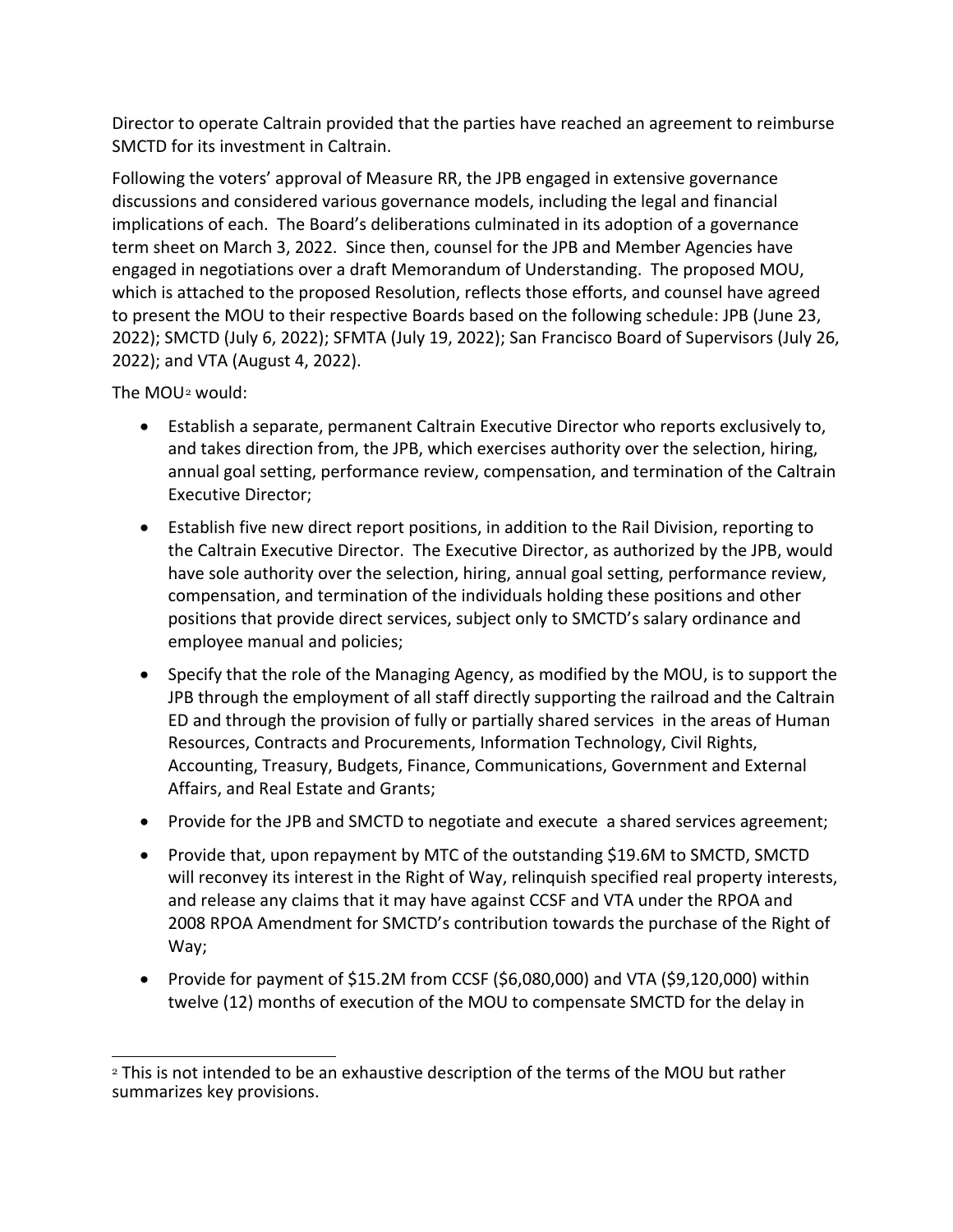Director to operate Caltrain provided that the parties have reached an agreement to reimburse SMCTD for its investment in Caltrain.

Following the voters' approval of Measure RR, the JPB engaged in extensive governance discussions and considered various governance models, including the legal and financial implications of each. The Board's deliberations culminated in its adoption of a governance term sheet on March 3, 2022. Since then, counsel for the JPB and Member Agencies have engaged in negotiations over a draft Memorandum of Understanding. The proposed MOU, which is attached to the proposed Resolution, reflects those efforts, and counsel have agreed to present the MOU to their respective Boards based on the following schedule: JPB (June 23, 2022); SMCTD (July 6, 2022); SFMTA (July 19, 2022); San Francisco Board of Supervisors (July 26, 2022); and VTA (August 4, 2022).

The MOU[2] would:

- Establish a separate, permanent Caltrain Executive Director who reports exclusively to, and takes direction from, the JPB, which exercises authority over the selection, hiring, annual goal setting, performance review, compensation, and termination of the Caltrain Executive Director;
- Establish five new direct report positions, in addition to the Rail Division, reporting to the Caltrain Executive Director. The Executive Director, as authorized by the JPB, would have sole authority over the selection, hiring, annual goal setting, performance review, compensation, and termination of the individuals holding these positions and other positions that provide direct services, subject only to SMCTD's salary ordinance and employee manual and policies;
- Specify that the role of the Managing Agency, as modified by the MOU, is to support the JPB through the employment of all staff directly supporting the railroad and the Caltrain ED and through the provision of fully or partially shared services in the areas of Human Resources, Contracts and Procurements, Information Technology, Civil Rights, Accounting, Treasury, Budgets, Finance, Communications, Government and External Affairs, and Real Estate and Grants;
- Provide for the JPB and SMCTD to negotiate and execute a shared services agreement;
- Provide that, upon repayment by MTC of the outstanding $19.6M to SMCTD, SMCTD will reconvey its interest in the Right of Way, relinquish specified real property interests, and release any claims that it may have against CCSF and VTA under the RPOA and 2008 RPOA Amendment for SMCTD's contribution towards the purchase of the Right of Way;
- Provide for payment of $15.2M from CCSF ($6,080,000) and VTA ($9,120,000) within twelve (12) months of execution of the MOU to compensate SMCTD for the delay in

---

[2] This is not intended to be an exhaustive description of the terms of the MOU but rather summarizes key provisions.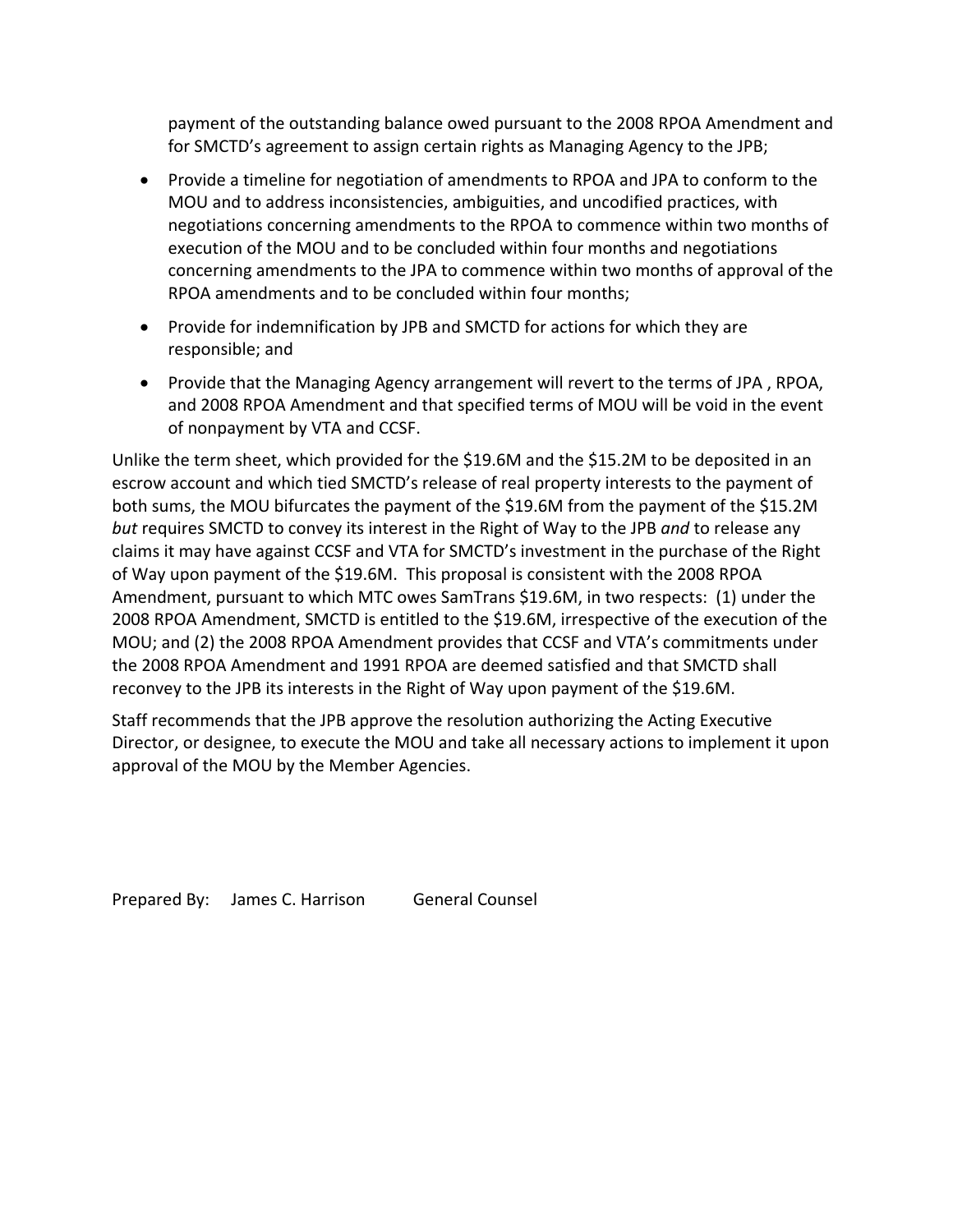payment of the outstanding balance owed pursuant to the 2008 RPOA Amendment and for SMCTD's agreement to assign certain rights as Managing Agency to the JPB;

- Provide a timeline for negotiation of amendments to RPOA and JPA to conform to the MOU and to address inconsistencies, ambiguities, and uncodified practices, with negotiations concerning amendments to the RPOA to commence within two months of execution of the MOU and to be concluded within four months and negotiations concerning amendments to the JPA to commence within two months of approval of the RPOA amendments and to be concluded within four months;
- Provide for indemnification by JPB and SMCTD for actions for which they are responsible; and
- Provide that the Managing Agency arrangement will revert to the terms of JPA , RPOA, and 2008 RPOA Amendment and that specified terms of MOU will be void in the event of nonpayment by VTA and CCSF.

Unlike the term sheet, which provided for the $19.6M and the $15.2M to be deposited in an escrow account and which tied SMCTD's release of real property interests to the payment of both sums, the MOU bifurcates the payment of the $19.6M from the payment of the $15.2M *but* requires SMCTD to convey its interest in the Right of Way to the JPB *and* to release any claims it may have against CCSF and VTA for SMCTD's investment in the purchase of the Right of Way upon payment of the $19.6M. This proposal is consistent with the 2008 RPOA Amendment, pursuant to which MTC owes SamTrans $19.6M, in two respects: (1) under the 2008 RPOA Amendment, SMCTD is entitled to the $19.6M, irrespective of the execution of the MOU; and (2) the 2008 RPOA Amendment provides that CCSF and VTA's commitments under the 2008 RPOA Amendment and 1991 RPOA are deemed satisfied and that SMCTD shall reconvey to the JPB its interests in the Right of Way upon payment of the $19.6M.

Staff recommends that the JPB approve the resolution authorizing the Acting Executive Director, or designee, to execute the MOU and take all necessary actions to implement it upon approval of the MOU by the Member Agencies.

Prepared By: James C. Harrison General Counsel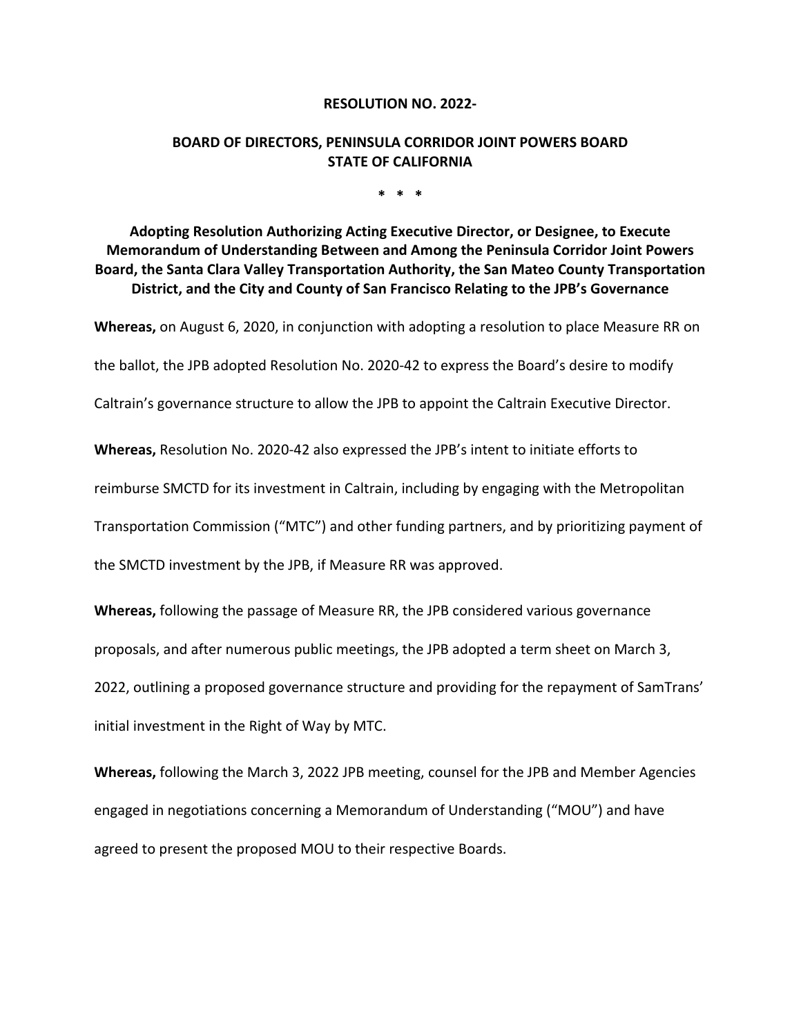**RESOLUTION NO. 2022-**

**BOARD OF DIRECTORS, PENINSULA CORRIDOR JOINT POWERS BOARD STATE OF CALIFORNIA**

\* \* \*

**Adopting Resolution Authorizing Acting Executive Director, or Designee, to Execute Memorandum of Understanding Between and Among the Peninsula Corridor Joint Powers Board, the Santa Clara Valley Transportation Authority, the San Mateo County Transportation District, and the City and County of San Francisco Relating to the JPB's Governance**

**Whereas,** on August 6, 2020, in conjunction with adopting a resolution to place Measure RR on the ballot, the JPB adopted Resolution No. 2020-42 to express the Board's desire to modify Caltrain's governance structure to allow the JPB to appoint the Caltrain Executive Director.

**Whereas,** Resolution No. 2020-42 also expressed the JPB's intent to initiate efforts to reimburse SMCTD for its investment in Caltrain, including by engaging with the Metropolitan Transportation Commission ("MTC") and other funding partners, and by prioritizing payment of the SMCTD investment by the JPB, if Measure RR was approved.

**Whereas,** following the passage of Measure RR, the JPB considered various governance proposals, and after numerous public meetings, the JPB adopted a term sheet on March 3, 2022, outlining a proposed governance structure and providing for the repayment of SamTrans' initial investment in the Right of Way by MTC.

**Whereas,** following the March 3, 2022 JPB meeting, counsel for the JPB and Member Agencies engaged in negotiations concerning a Memorandum of Understanding ("MOU") and have agreed to present the proposed MOU to their respective Boards.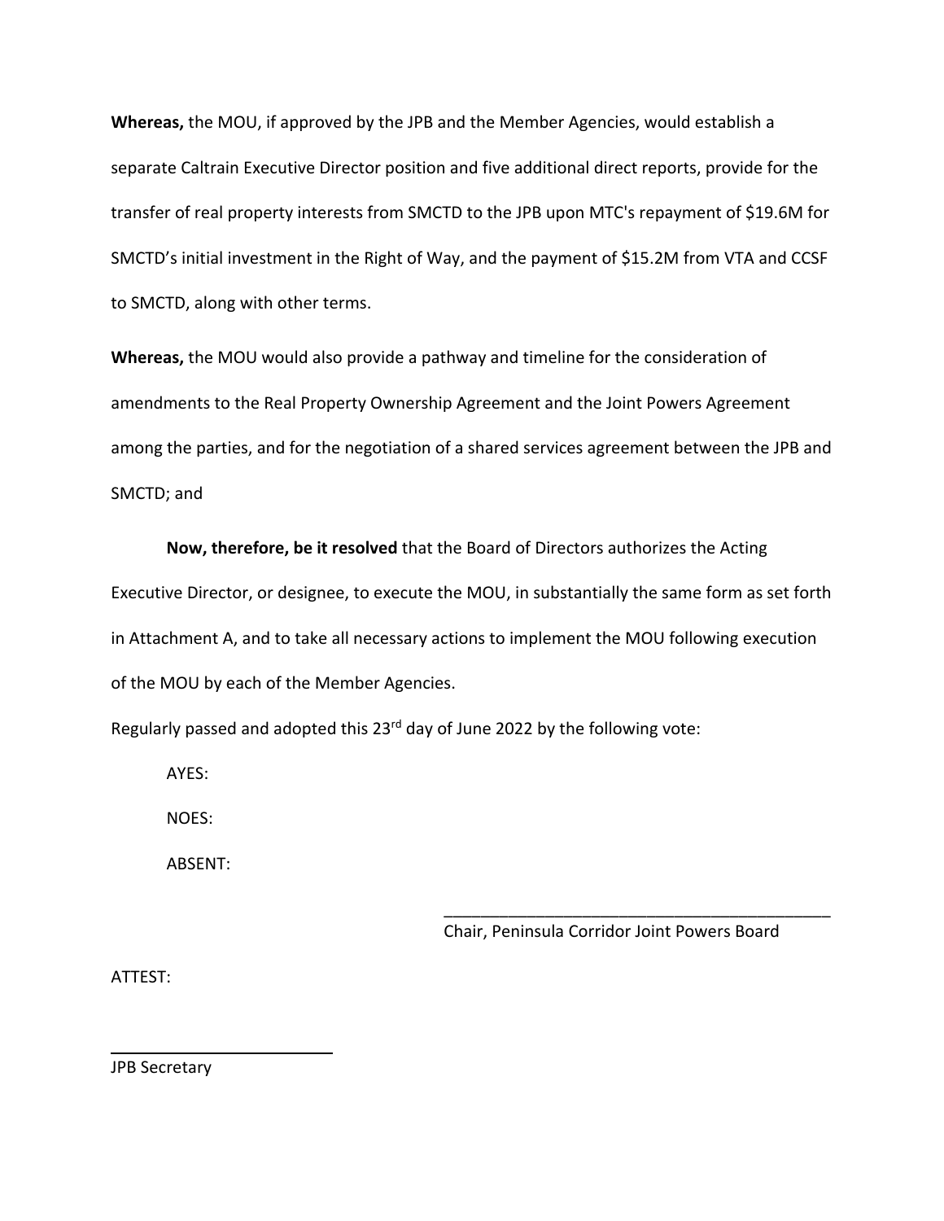**Whereas,** the MOU, if approved by the JPB and the Member Agencies, would establish a separate Caltrain Executive Director position and five additional direct reports, provide for the transfer of real property interests from SMCTD to the JPB upon MTC's repayment of $19.6M for SMCTD's initial investment in the Right of Way, and the payment of $15.2M from VTA and CCSF to SMCTD, along with other terms.

**Whereas,** the MOU would also provide a pathway and timeline for the consideration of amendments to the Real Property Ownership Agreement and the Joint Powers Agreement among the parties, and for the negotiation of a shared services agreement between the JPB and SMCTD; and

**Now, therefore, be it resolved** that the Board of Directors authorizes the Acting Executive Director, or designee, to execute the MOU, in substantially the same form as set forth in Attachment A, and to take all necessary actions to implement the MOU following execution of the MOU by each of the Member Agencies.

Regularly passed and adopted this 23rd day of June 2022 by the following vote:

AYES:

NOES:

ABSENT:

_____________________________________________
Chair, Peninsula Corridor Joint Powers Board

ATTEST:

_________________________
JPB Secretary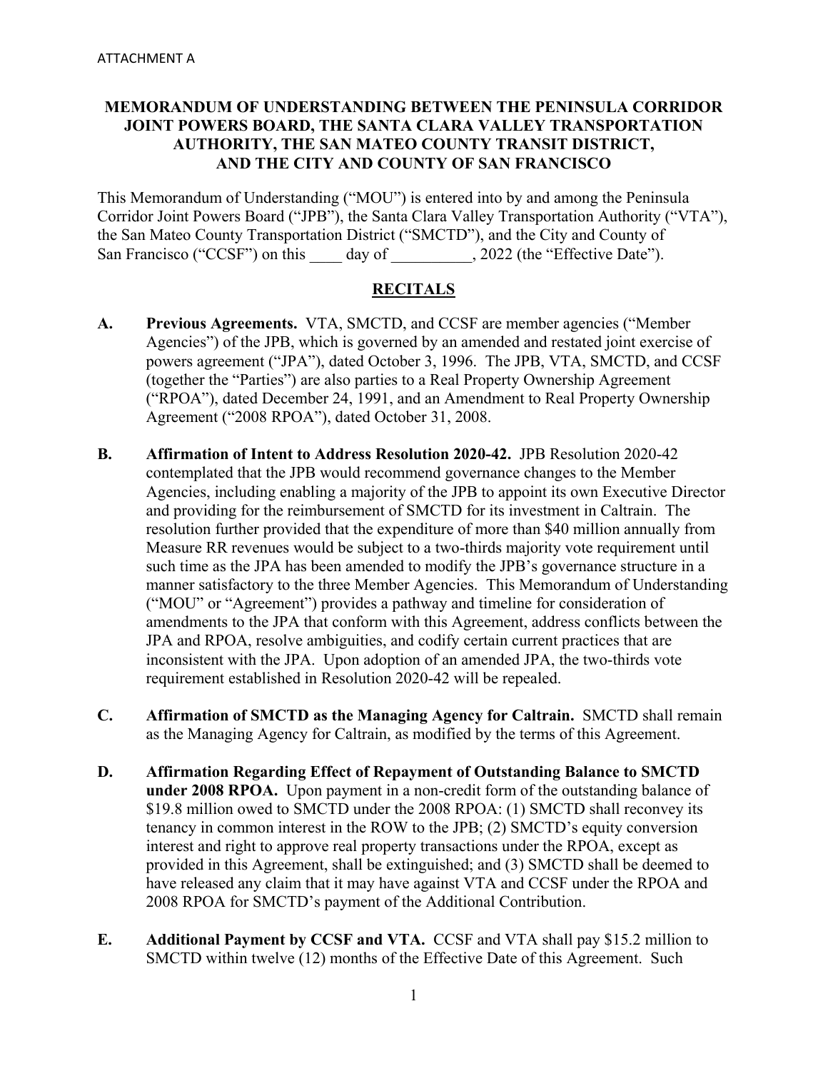ATTACHMENT A

**MEMORANDUM OF UNDERSTANDING BETWEEN THE PENINSULA CORRIDOR JOINT POWERS BOARD, THE SANTA CLARA VALLEY TRANSPORTATION AUTHORITY, THE SAN MATEO COUNTY TRANSIT DISTRICT, AND THE CITY AND COUNTY OF SAN FRANCISCO**

This Memorandum of Understanding ("MOU") is entered into by and among the Peninsula Corridor Joint Powers Board ("JPB"), the Santa Clara Valley Transportation Authority ("VTA"), the San Mateo County Transportation District ("SMCTD"), and the City and County of San Francisco ("CCSF") on this ____ day of __________, 2022 (the "Effective Date").

## RECITALS

**A. Previous Agreements.** VTA, SMCTD, and CCSF are member agencies ("Member Agencies") of the JPB, which is governed by an amended and restated joint exercise of powers agreement ("JPA"), dated October 3, 1996. The JPB, VTA, SMCTD, and CCSF (together the "Parties") are also parties to a Real Property Ownership Agreement ("RPOA"), dated December 24, 1991, and an Amendment to Real Property Ownership Agreement ("2008 RPOA"), dated October 31, 2008.

**B. Affirmation of Intent to Address Resolution 2020-42.** JPB Resolution 2020-42 contemplated that the JPB would recommend governance changes to the Member Agencies, including enabling a majority of the JPB to appoint its own Executive Director and providing for the reimbursement of SMCTD for its investment in Caltrain. The resolution further provided that the expenditure of more than $40 million annually from Measure RR revenues would be subject to a two-thirds majority vote requirement until such time as the JPA has been amended to modify the JPB's governance structure in a manner satisfactory to the three Member Agencies. This Memorandum of Understanding ("MOU" or "Agreement") provides a pathway and timeline for consideration of amendments to the JPA that conform with this Agreement, address conflicts between the JPA and RPOA, resolve ambiguities, and codify certain current practices that are inconsistent with the JPA. Upon adoption of an amended JPA, the two-thirds vote requirement established in Resolution 2020-42 will be repealed.

**C. Affirmation of SMCTD as the Managing Agency for Caltrain.** SMCTD shall remain as the Managing Agency for Caltrain, as modified by the terms of this Agreement.

**D. Affirmation Regarding Effect of Repayment of Outstanding Balance to SMCTD under 2008 RPOA.** Upon payment in a non-credit form of the outstanding balance of $19.8 million owed to SMCTD under the 2008 RPOA: (1) SMCTD shall reconvey its tenancy in common interest in the ROW to the JPB; (2) SMCTD's equity conversion interest and right to approve real property transactions under the RPOA, except as provided in this Agreement, shall be extinguished; and (3) SMCTD shall be deemed to have released any claim that it may have against VTA and CCSF under the RPOA and 2008 RPOA for SMCTD's payment of the Additional Contribution.

**E. Additional Payment by CCSF and VTA.** CCSF and VTA shall pay $15.2 million to SMCTD within twelve (12) months of the Effective Date of this Agreement. Such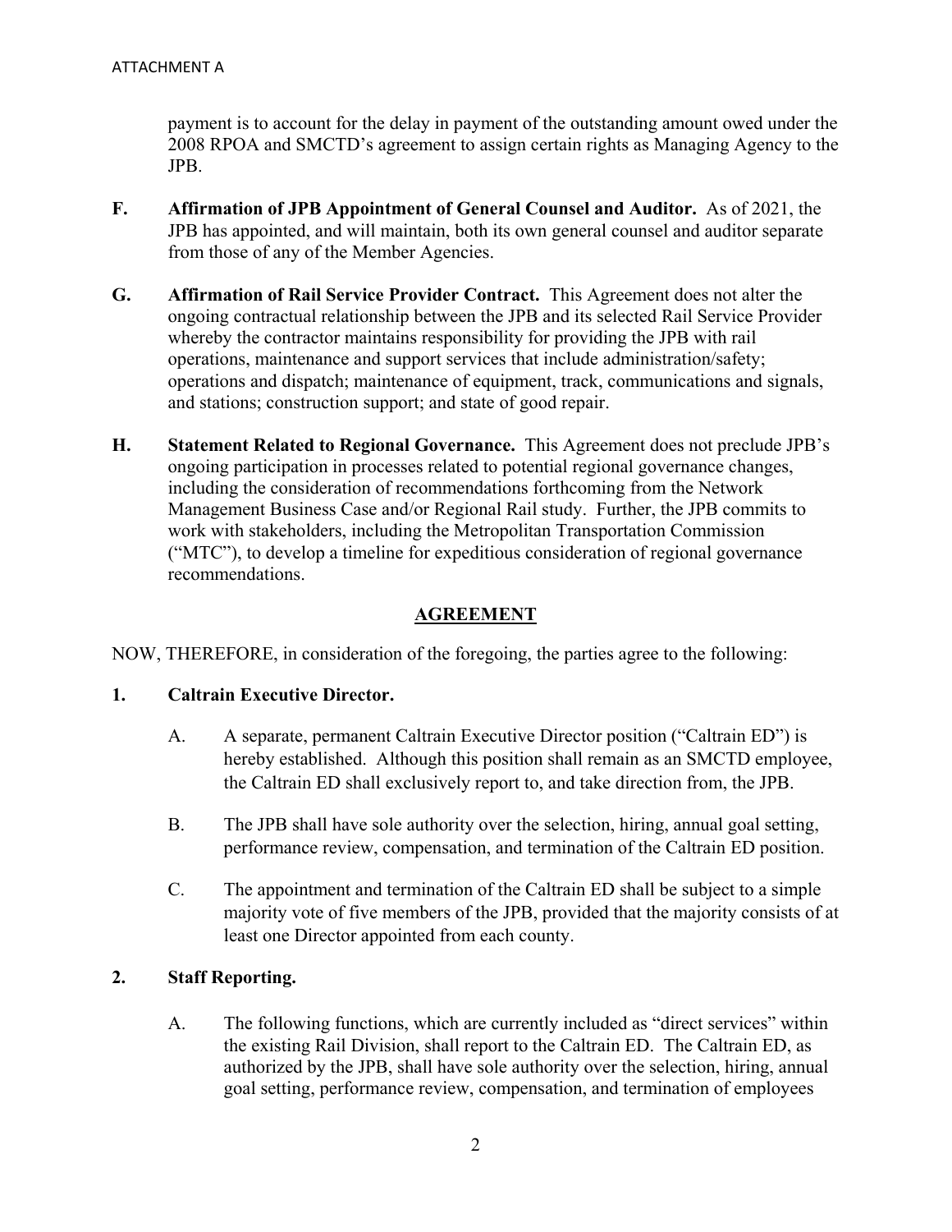payment is to account for the delay in payment of the outstanding amount owed under the 2008 RPOA and SMCTD's agreement to assign certain rights as Managing Agency to the JPB.

**F. Affirmation of JPB Appointment of General Counsel and Auditor.** As of 2021, the JPB has appointed, and will maintain, both its own general counsel and auditor separate from those of any of the Member Agencies.

**G. Affirmation of Rail Service Provider Contract.** This Agreement does not alter the ongoing contractual relationship between the JPB and its selected Rail Service Provider whereby the contractor maintains responsibility for providing the JPB with rail operations, maintenance and support services that include administration/safety; operations and dispatch; maintenance of equipment, track, communications and signals, and stations; construction support; and state of good repair.

**H. Statement Related to Regional Governance.** This Agreement does not preclude JPB's ongoing participation in processes related to potential regional governance changes, including the consideration of recommendations forthcoming from the Network Management Business Case and/or Regional Rail study. Further, the JPB commits to work with stakeholders, including the Metropolitan Transportation Commission ("MTC"), to develop a timeline for expeditious consideration of regional governance recommendations.

## AGREEMENT

NOW, THEREFORE, in consideration of the foregoing, the parties agree to the following:

**1. Caltrain Executive Director.**

A. A separate, permanent Caltrain Executive Director position ("Caltrain ED") is hereby established. Although this position shall remain as an SMCTD employee, the Caltrain ED shall exclusively report to, and take direction from, the JPB.

B. The JPB shall have sole authority over the selection, hiring, annual goal setting, performance review, compensation, and termination of the Caltrain ED position.

C. The appointment and termination of the Caltrain ED shall be subject to a simple majority vote of five members of the JPB, provided that the majority consists of at least one Director appointed from each county.

**2. Staff Reporting.**

A. The following functions, which are currently included as "direct services" within the existing Rail Division, shall report to the Caltrain ED. The Caltrain ED, as authorized by the JPB, shall have sole authority over the selection, hiring, annual goal setting, performance review, compensation, and termination of employees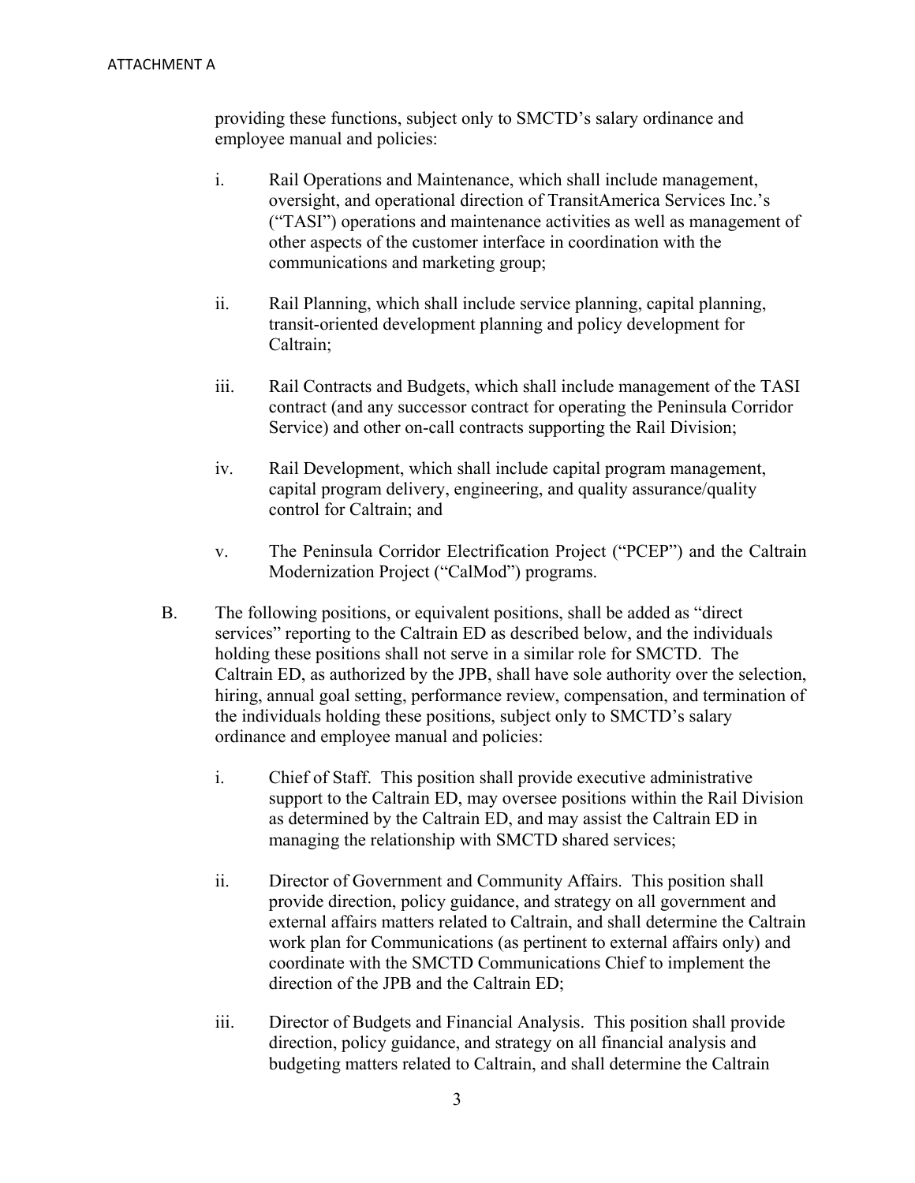providing these functions, subject only to SMCTD's salary ordinance and employee manual and policies:

i. Rail Operations and Maintenance, which shall include management, oversight, and operational direction of TransitAmerica Services Inc.'s ("TASI") operations and maintenance activities as well as management of other aspects of the customer interface in coordination with the communications and marketing group;

ii. Rail Planning, which shall include service planning, capital planning, transit-oriented development planning and policy development for Caltrain;

iii. Rail Contracts and Budgets, which shall include management of the TASI contract (and any successor contract for operating the Peninsula Corridor Service) and other on-call contracts supporting the Rail Division;

iv. Rail Development, which shall include capital program management, capital program delivery, engineering, and quality assurance/quality control for Caltrain; and

v. The Peninsula Corridor Electrification Project ("PCEP") and the Caltrain Modernization Project ("CalMod") programs.

B. The following positions, or equivalent positions, shall be added as "direct services" reporting to the Caltrain ED as described below, and the individuals holding these positions shall not serve in a similar role for SMCTD. The Caltrain ED, as authorized by the JPB, shall have sole authority over the selection, hiring, annual goal setting, performance review, compensation, and termination of the individuals holding these positions, subject only to SMCTD's salary ordinance and employee manual and policies:

i. Chief of Staff. This position shall provide executive administrative support to the Caltrain ED, may oversee positions within the Rail Division as determined by the Caltrain ED, and may assist the Caltrain ED in managing the relationship with SMCTD shared services;

ii. Director of Government and Community Affairs. This position shall provide direction, policy guidance, and strategy on all government and external affairs matters related to Caltrain, and shall determine the Caltrain work plan for Communications (as pertinent to external affairs only) and coordinate with the SMCTD Communications Chief to implement the direction of the JPB and the Caltrain ED;

iii. Director of Budgets and Financial Analysis. This position shall provide direction, policy guidance, and strategy on all financial analysis and budgeting matters related to Caltrain, and shall determine the Caltrain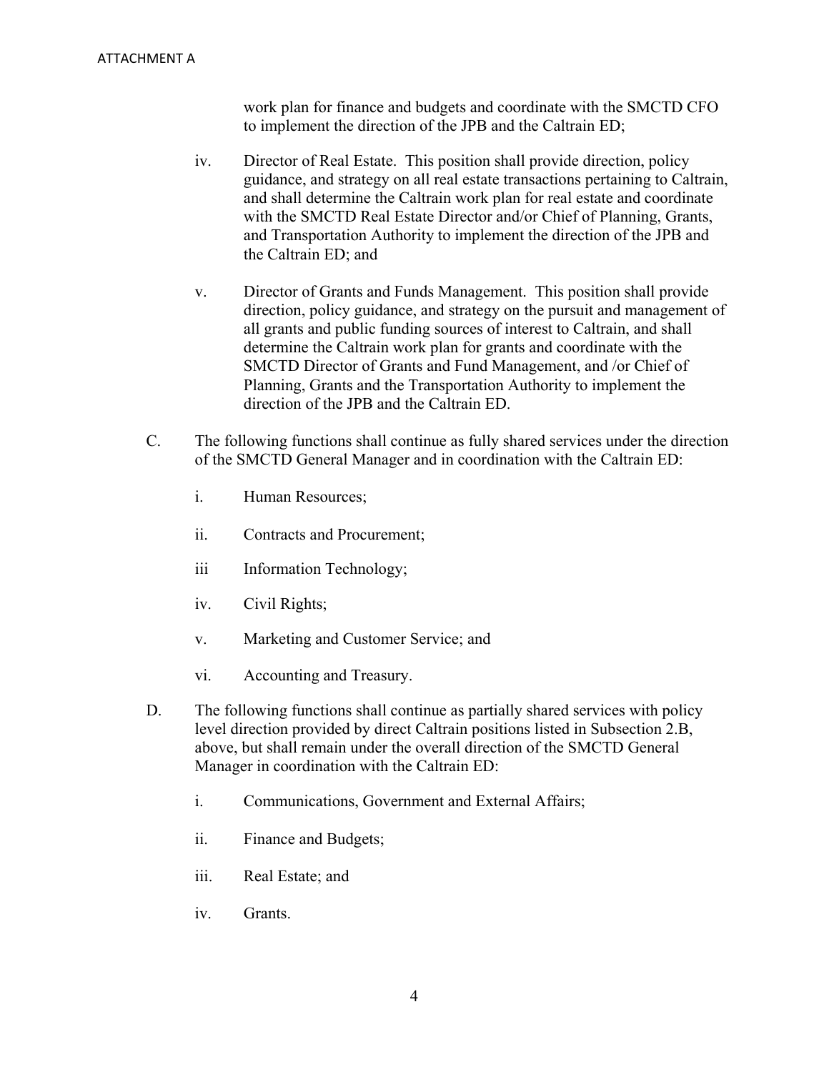work plan for finance and budgets and coordinate with the SMCTD CFO to implement the direction of the JPB and the Caltrain ED;

iv. Director of Real Estate. This position shall provide direction, policy guidance, and strategy on all real estate transactions pertaining to Caltrain, and shall determine the Caltrain work plan for real estate and coordinate with the SMCTD Real Estate Director and/or Chief of Planning, Grants, and Transportation Authority to implement the direction of the JPB and the Caltrain ED; and

v. Director of Grants and Funds Management. This position shall provide direction, policy guidance, and strategy on the pursuit and management of all grants and public funding sources of interest to Caltrain, and shall determine the Caltrain work plan for grants and coordinate with the SMCTD Director of Grants and Fund Management, and /or Chief of Planning, Grants and the Transportation Authority to implement the direction of the JPB and the Caltrain ED.

C. The following functions shall continue as fully shared services under the direction of the SMCTD General Manager and in coordination with the Caltrain ED:

i. Human Resources;

ii. Contracts and Procurement;

iii Information Technology;

iv. Civil Rights;

v. Marketing and Customer Service; and

vi. Accounting and Treasury.

D. The following functions shall continue as partially shared services with policy level direction provided by direct Caltrain positions listed in Subsection 2.B, above, but shall remain under the overall direction of the SMCTD General Manager in coordination with the Caltrain ED:

i. Communications, Government and External Affairs;

ii. Finance and Budgets;

iii. Real Estate; and

iv. Grants.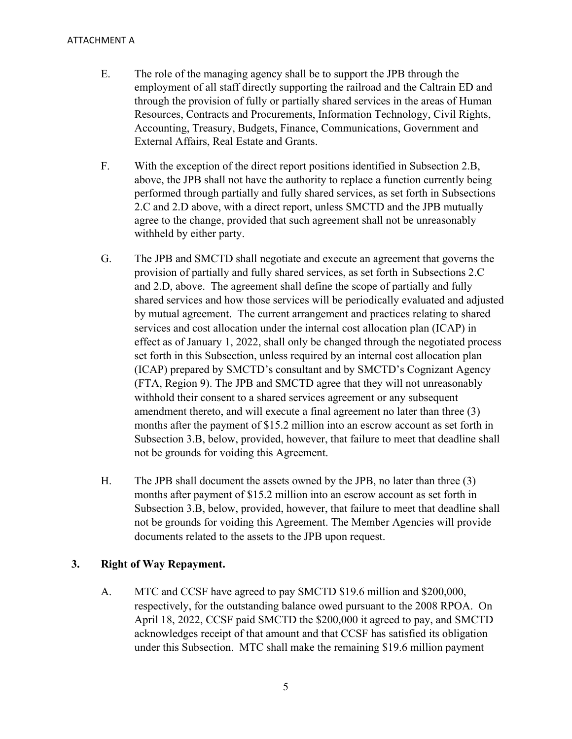E. The role of the managing agency shall be to support the JPB through the employment of all staff directly supporting the railroad and the Caltrain ED and through the provision of fully or partially shared services in the areas of Human Resources, Contracts and Procurements, Information Technology, Civil Rights, Accounting, Treasury, Budgets, Finance, Communications, Government and External Affairs, Real Estate and Grants.

F. With the exception of the direct report positions identified in Subsection 2.B, above, the JPB shall not have the authority to replace a function currently being performed through partially and fully shared services, as set forth in Subsections 2.C and 2.D above, with a direct report, unless SMCTD and the JPB mutually agree to the change, provided that such agreement shall not be unreasonably withheld by either party.

G. The JPB and SMCTD shall negotiate and execute an agreement that governs the provision of partially and fully shared services, as set forth in Subsections 2.C and 2.D, above. The agreement shall define the scope of partially and fully shared services and how those services will be periodically evaluated and adjusted by mutual agreement. The current arrangement and practices relating to shared services and cost allocation under the internal cost allocation plan (ICAP) in effect as of January 1, 2022, shall only be changed through the negotiated process set forth in this Subsection, unless required by an internal cost allocation plan (ICAP) prepared by SMCTD's consultant and by SMCTD's Cognizant Agency (FTA, Region 9). The JPB and SMCTD agree that they will not unreasonably withhold their consent to a shared services agreement or any subsequent amendment thereto, and will execute a final agreement no later than three (3) months after the payment of $15.2 million into an escrow account as set forth in Subsection 3.B, below, provided, however, that failure to meet that deadline shall not be grounds for voiding this Agreement.

H. The JPB shall document the assets owned by the JPB, no later than three (3) months after payment of $15.2 million into an escrow account as set forth in Subsection 3.B, below, provided, however, that failure to meet that deadline shall not be grounds for voiding this Agreement. The Member Agencies will provide documents related to the assets to the JPB upon request.

## 3. Right of Way Repayment.

A. MTC and CCSF have agreed to pay SMCTD $19.6 million and $200,000, respectively, for the outstanding balance owed pursuant to the 2008 RPOA. On April 18, 2022, CCSF paid SMCTD the $200,000 it agreed to pay, and SMCTD acknowledges receipt of that amount and that CCSF has satisfied its obligation under this Subsection. MTC shall make the remaining $19.6 million payment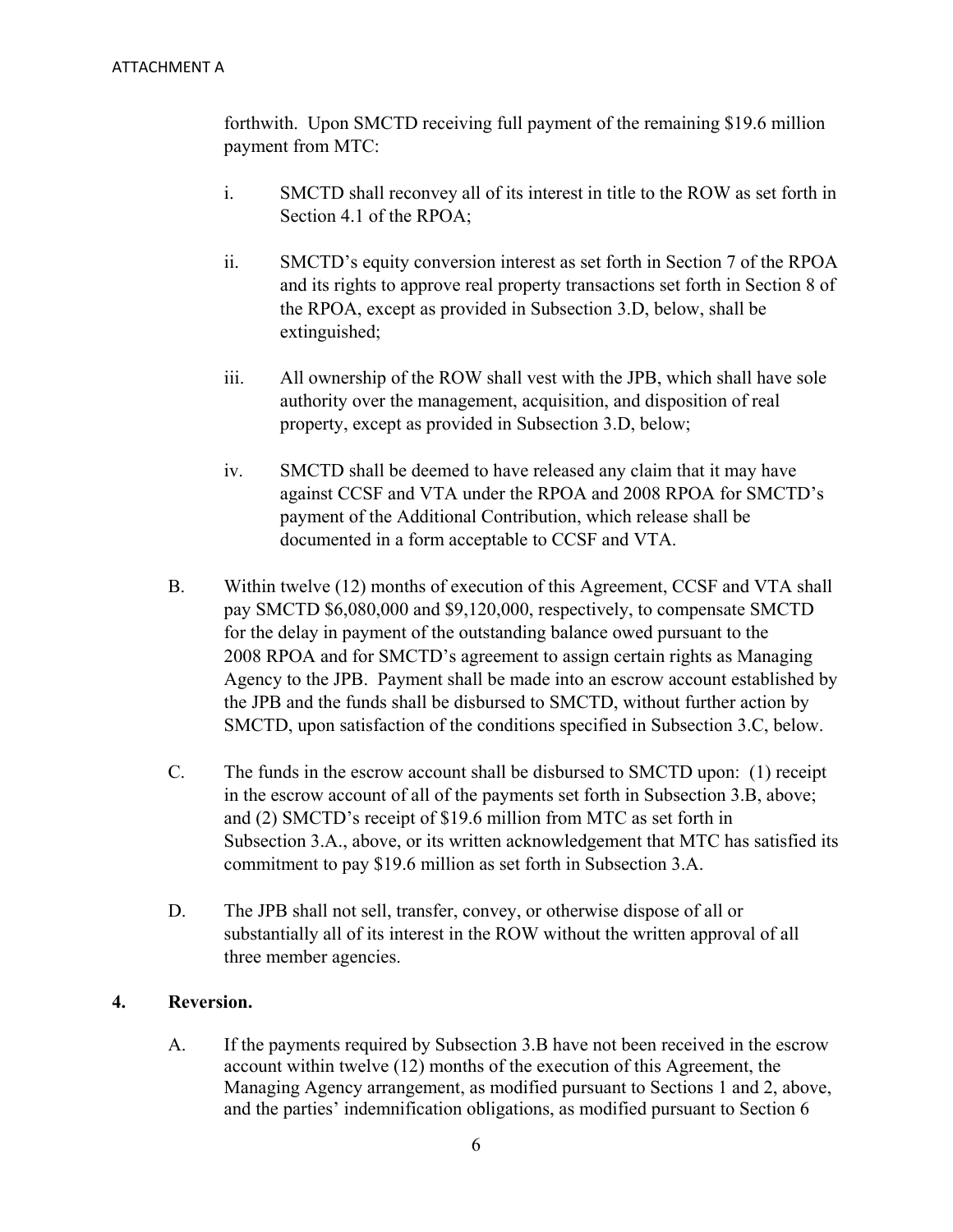forthwith. Upon SMCTD receiving full payment of the remaining $19.6 million payment from MTC:

i. SMCTD shall reconvey all of its interest in title to the ROW as set forth in Section 4.1 of the RPOA;

ii. SMCTD's equity conversion interest as set forth in Section 7 of the RPOA and its rights to approve real property transactions set forth in Section 8 of the RPOA, except as provided in Subsection 3.D, below, shall be extinguished;

iii. All ownership of the ROW shall vest with the JPB, which shall have sole authority over the management, acquisition, and disposition of real property, except as provided in Subsection 3.D, below;

iv. SMCTD shall be deemed to have released any claim that it may have against CCSF and VTA under the RPOA and 2008 RPOA for SMCTD's payment of the Additional Contribution, which release shall be documented in a form acceptable to CCSF and VTA.

B. Within twelve (12) months of execution of this Agreement, CCSF and VTA shall pay SMCTD $6,080,000 and $9,120,000, respectively, to compensate SMCTD for the delay in payment of the outstanding balance owed pursuant to the 2008 RPOA and for SMCTD's agreement to assign certain rights as Managing Agency to the JPB. Payment shall be made into an escrow account established by the JPB and the funds shall be disbursed to SMCTD, without further action by SMCTD, upon satisfaction of the conditions specified in Subsection 3.C, below.

C. The funds in the escrow account shall be disbursed to SMCTD upon: (1) receipt in the escrow account of all of the payments set forth in Subsection 3.B, above; and (2) SMCTD's receipt of $19.6 million from MTC as set forth in Subsection 3.A., above, or its written acknowledgement that MTC has satisfied its commitment to pay $19.6 million as set forth in Subsection 3.A.

D. The JPB shall not sell, transfer, convey, or otherwise dispose of all or substantially all of its interest in the ROW without the written approval of all three member agencies.

**4. Reversion.**

A. If the payments required by Subsection 3.B have not been received in the escrow account within twelve (12) months of the execution of this Agreement, the Managing Agency arrangement, as modified pursuant to Sections 1 and 2, above, and the parties' indemnification obligations, as modified pursuant to Section 6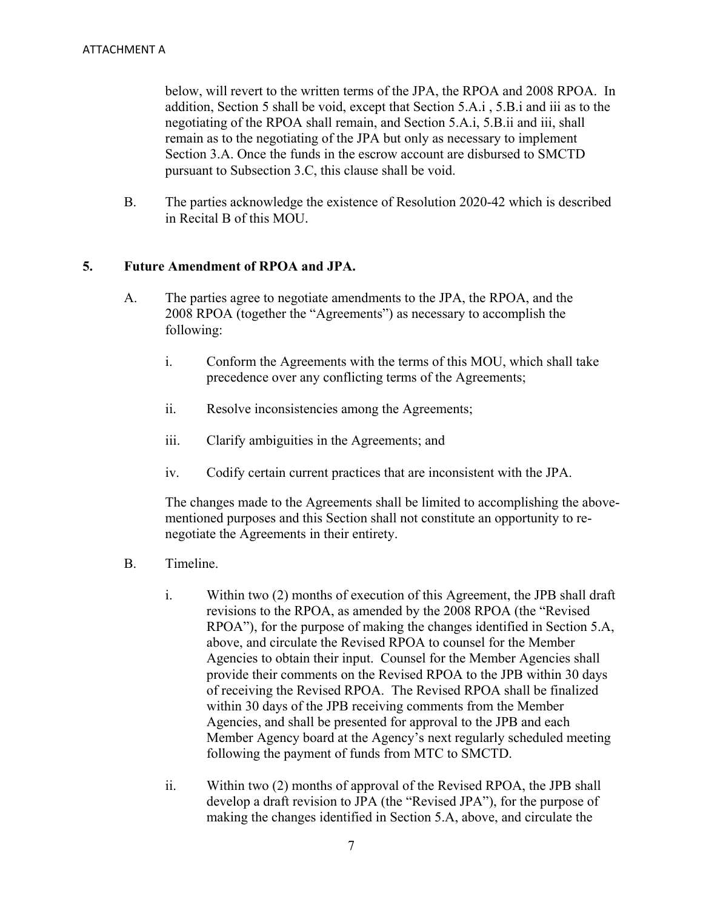below, will revert to the written terms of the JPA, the RPOA and 2008 RPOA. In addition, Section 5 shall be void, except that Section 5.A.i , 5.B.i and iii as to the negotiating of the RPOA shall remain, and Section 5.A.i, 5.B.ii and iii, shall remain as to the negotiating of the JPA but only as necessary to implement Section 3.A. Once the funds in the escrow account are disbursed to SMCTD pursuant to Subsection 3.C, this clause shall be void.

B. The parties acknowledge the existence of Resolution 2020-42 which is described in Recital B of this MOU.

**5. Future Amendment of RPOA and JPA.**

A. The parties agree to negotiate amendments to the JPA, the RPOA, and the 2008 RPOA (together the "Agreements") as necessary to accomplish the following:

i. Conform the Agreements with the terms of this MOU, which shall take precedence over any conflicting terms of the Agreements;

ii. Resolve inconsistencies among the Agreements;

iii. Clarify ambiguities in the Agreements; and

iv. Codify certain current practices that are inconsistent with the JPA.

The changes made to the Agreements shall be limited to accomplishing the above-mentioned purposes and this Section shall not constitute an opportunity to re-negotiate the Agreements in their entirety.

B. Timeline.

i. Within two (2) months of execution of this Agreement, the JPB shall draft revisions to the RPOA, as amended by the 2008 RPOA (the "Revised RPOA"), for the purpose of making the changes identified in Section 5.A, above, and circulate the Revised RPOA to counsel for the Member Agencies to obtain their input. Counsel for the Member Agencies shall provide their comments on the Revised RPOA to the JPB within 30 days of receiving the Revised RPOA. The Revised RPOA shall be finalized within 30 days of the JPB receiving comments from the Member Agencies, and shall be presented for approval to the JPB and each Member Agency board at the Agency's next regularly scheduled meeting following the payment of funds from MTC to SMCTD.

ii. Within two (2) months of approval of the Revised RPOA, the JPB shall develop a draft revision to JPA (the "Revised JPA"), for the purpose of making the changes identified in Section 5.A, above, and circulate the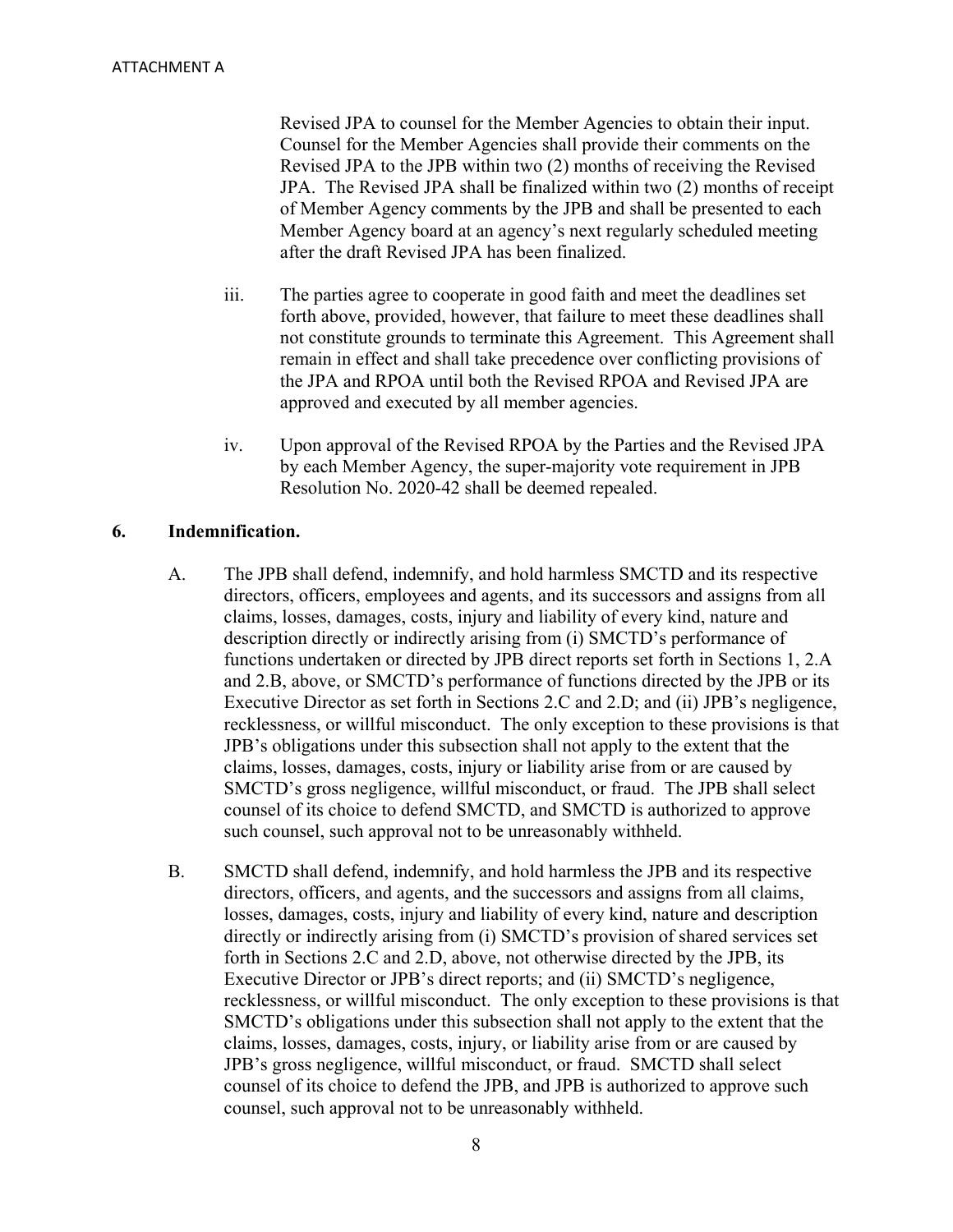Revised JPA to counsel for the Member Agencies to obtain their input. Counsel for the Member Agencies shall provide their comments on the Revised JPA to the JPB within two (2) months of receiving the Revised JPA. The Revised JPA shall be finalized within two (2) months of receipt of Member Agency comments by the JPB and shall be presented to each Member Agency board at an agency's next regularly scheduled meeting after the draft Revised JPA has been finalized.

iii. The parties agree to cooperate in good faith and meet the deadlines set forth above, provided, however, that failure to meet these deadlines shall not constitute grounds to terminate this Agreement. This Agreement shall remain in effect and shall take precedence over conflicting provisions of the JPA and RPOA until both the Revised RPOA and Revised JPA are approved and executed by all member agencies.

iv. Upon approval of the Revised RPOA by the Parties and the Revised JPA by each Member Agency, the super-majority vote requirement in JPB Resolution No. 2020-42 shall be deemed repealed.

**6. Indemnification.**

A. The JPB shall defend, indemnify, and hold harmless SMCTD and its respective directors, officers, employees and agents, and its successors and assigns from all claims, losses, damages, costs, injury and liability of every kind, nature and description directly or indirectly arising from (i) SMCTD's performance of functions undertaken or directed by JPB direct reports set forth in Sections 1, 2.A and 2.B, above, or SMCTD's performance of functions directed by the JPB or its Executive Director as set forth in Sections 2.C and 2.D; and (ii) JPB's negligence, recklessness, or willful misconduct. The only exception to these provisions is that JPB's obligations under this subsection shall not apply to the extent that the claims, losses, damages, costs, injury or liability arise from or are caused by SMCTD's gross negligence, willful misconduct, or fraud. The JPB shall select counsel of its choice to defend SMCTD, and SMCTD is authorized to approve such counsel, such approval not to be unreasonably withheld.

B. SMCTD shall defend, indemnify, and hold harmless the JPB and its respective directors, officers, and agents, and the successors and assigns from all claims, losses, damages, costs, injury and liability of every kind, nature and description directly or indirectly arising from (i) SMCTD's provision of shared services set forth in Sections 2.C and 2.D, above, not otherwise directed by the JPB, its Executive Director or JPB's direct reports; and (ii) SMCTD's negligence, recklessness, or willful misconduct. The only exception to these provisions is that SMCTD's obligations under this subsection shall not apply to the extent that the claims, losses, damages, costs, injury, or liability arise from or are caused by JPB's gross negligence, willful misconduct, or fraud. SMCTD shall select counsel of its choice to defend the JPB, and JPB is authorized to approve such counsel, such approval not to be unreasonably withheld.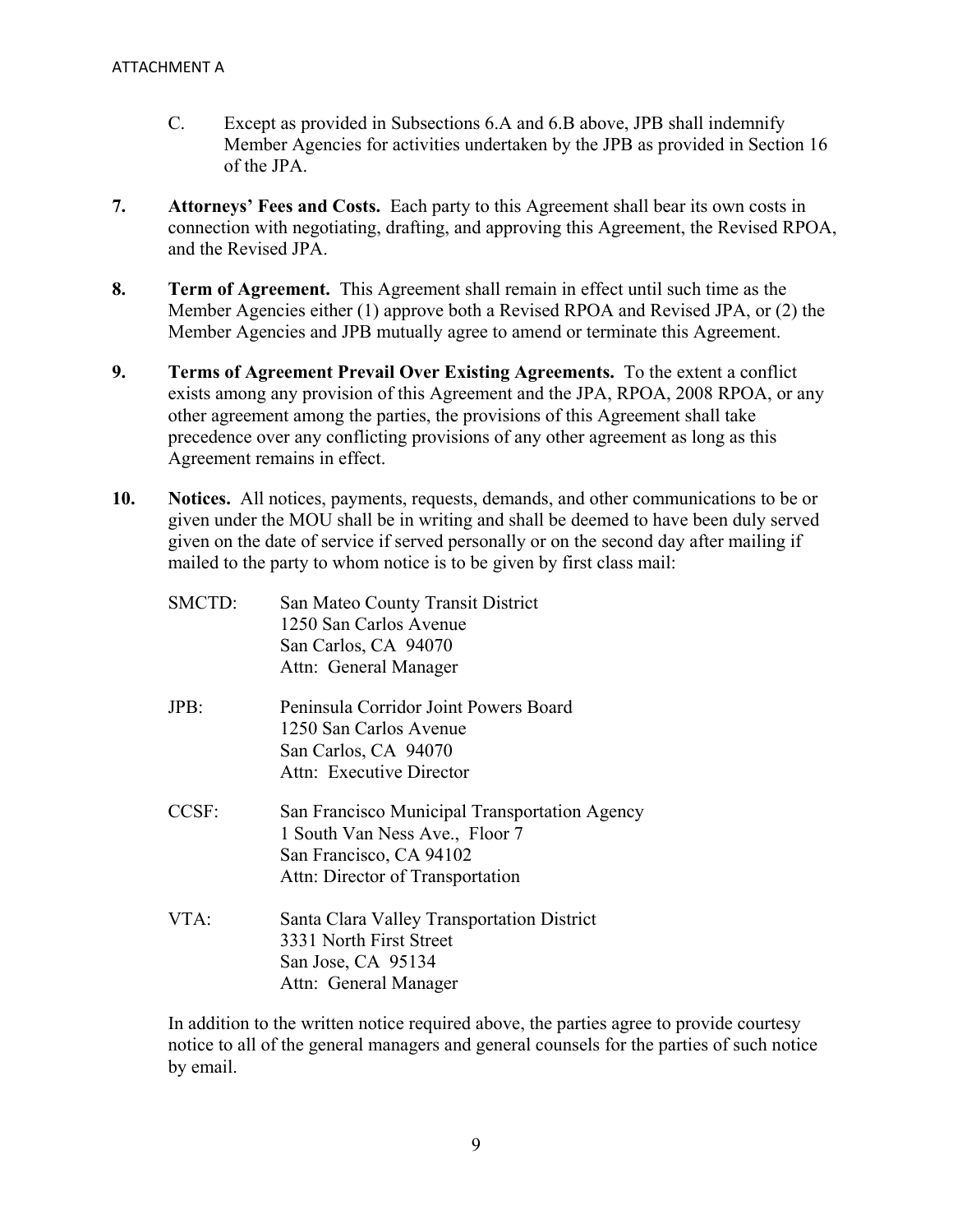ATTACHMENT A

C. Except as provided in Subsections 6.A and 6.B above, JPB shall indemnify Member Agencies for activities undertaken by the JPB as provided in Section 16 of the JPA.

**7. Attorneys' Fees and Costs.** Each party to this Agreement shall bear its own costs in connection with negotiating, drafting, and approving this Agreement, the Revised RPOA, and the Revised JPA.

**8. Term of Agreement.** This Agreement shall remain in effect until such time as the Member Agencies either (1) approve both a Revised RPOA and Revised JPA, or (2) the Member Agencies and JPB mutually agree to amend or terminate this Agreement.

**9. Terms of Agreement Prevail Over Existing Agreements.** To the extent a conflict exists among any provision of this Agreement and the JPA, RPOA, 2008 RPOA, or any other agreement among the parties, the provisions of this Agreement shall take precedence over any conflicting provisions of any other agreement as long as this Agreement remains in effect.

**10. Notices.** All notices, payments, requests, demands, and other communications to be or given under the MOU shall be in writing and shall be deemed to have been duly served given on the date of service if served personally or on the second day after mailing if mailed to the party to whom notice is to be given by first class mail:

SMCTD: San Mateo County Transit District
1250 San Carlos Avenue
San Carlos, CA 94070
Attn: General Manager

JPB: Peninsula Corridor Joint Powers Board
1250 San Carlos Avenue
San Carlos, CA 94070
Attn: Executive Director

CCSF: San Francisco Municipal Transportation Agency
1 South Van Ness Ave., Floor 7
San Francisco, CA 94102
Attn: Director of Transportation

VTA: Santa Clara Valley Transportation District
3331 North First Street
San Jose, CA 95134
Attn: General Manager

In addition to the written notice required above, the parties agree to provide courtesy notice to all of the general managers and general counsels for the parties of such notice by email.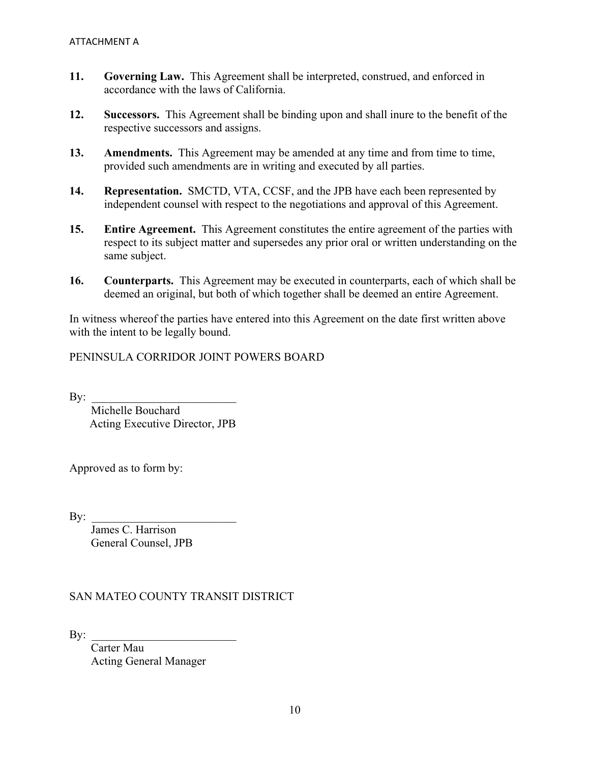**11. Governing Law.** This Agreement shall be interpreted, construed, and enforced in accordance with the laws of California.

**12. Successors.** This Agreement shall be binding upon and shall inure to the benefit of the respective successors and assigns.

**13. Amendments.** This Agreement may be amended at any time and from time to time, provided such amendments are in writing and executed by all parties.

**14. Representation.** SMCTD, VTA, CCSF, and the JPB have each been represented by independent counsel with respect to the negotiations and approval of this Agreement.

**15. Entire Agreement.** This Agreement constitutes the entire agreement of the parties with respect to its subject matter and supersedes any prior oral or written understanding on the same subject.

**16. Counterparts.** This Agreement may be executed in counterparts, each of which shall be deemed an original, but both of which together shall be deemed an entire Agreement.

In witness whereof the parties have entered into this Agreement on the date first written above with the intent to be legally bound.

PENINSULA CORRIDOR JOINT POWERS BOARD

By: _________________________

Michelle Bouchard
Acting Executive Director, JPB

Approved as to form by:

By: _________________________

James C. Harrison
General Counsel, JPB

SAN MATEO COUNTY TRANSIT DISTRICT

By: _________________________

Carter Mau
Acting General Manager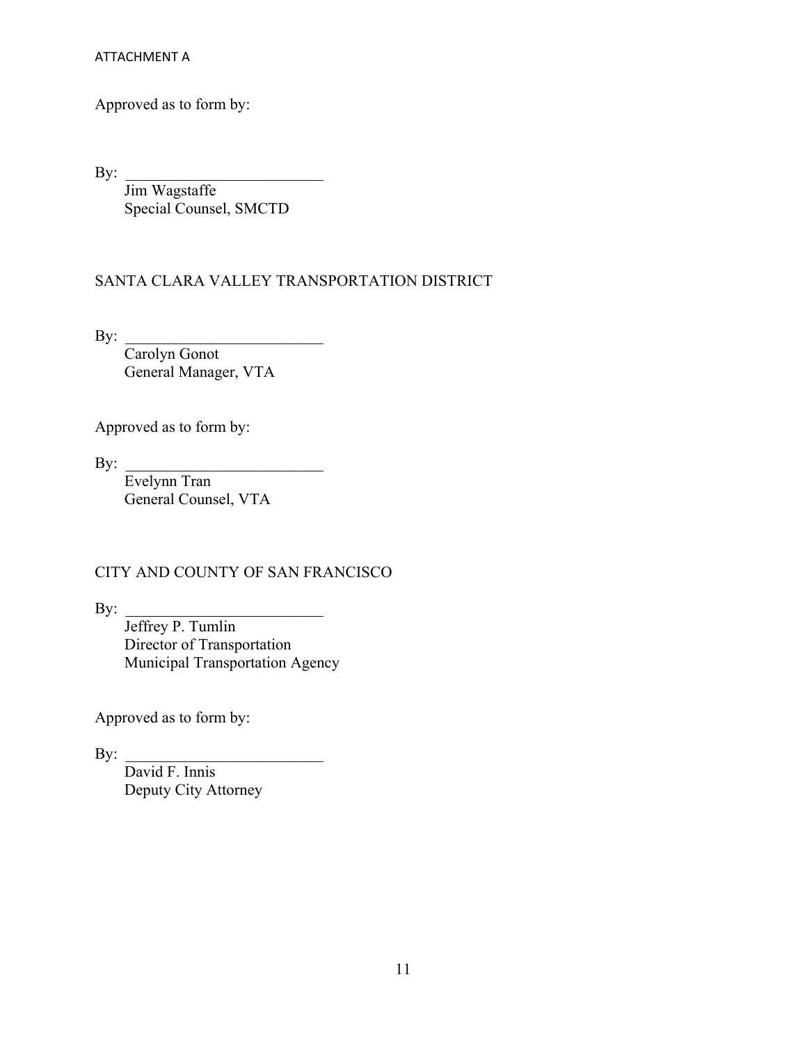ATTACHMENT A

Approved as to form by:

By: \_\_\_\_\_\_\_\_\_\_\_\_\_\_\_\_\_\_\_\_\_\_\_\_\_

Jim Wagstaffe
Special Counsel, SMCTD

SANTA CLARA VALLEY TRANSPORTATION DISTRICT

By: \_\_\_\_\_\_\_\_\_\_\_\_\_\_\_\_\_\_\_\_\_\_\_\_\_

Carolyn Gonot
General Manager, VTA

Approved as to form by:

By: \_\_\_\_\_\_\_\_\_\_\_\_\_\_\_\_\_\_\_\_\_\_\_\_\_

Evelynn Tran
General Counsel, VTA

CITY AND COUNTY OF SAN FRANCISCO

By: \_\_\_\_\_\_\_\_\_\_\_\_\_\_\_\_\_\_\_\_\_\_\_\_\_

Jeffrey P. Tumlin
Director of Transportation
Municipal Transportation Agency

Approved as to form by:

By: \_\_\_\_\_\_\_\_\_\_\_\_\_\_\_\_\_\_\_\_\_\_\_\_\_

David F. Innis
Deputy City Attorney